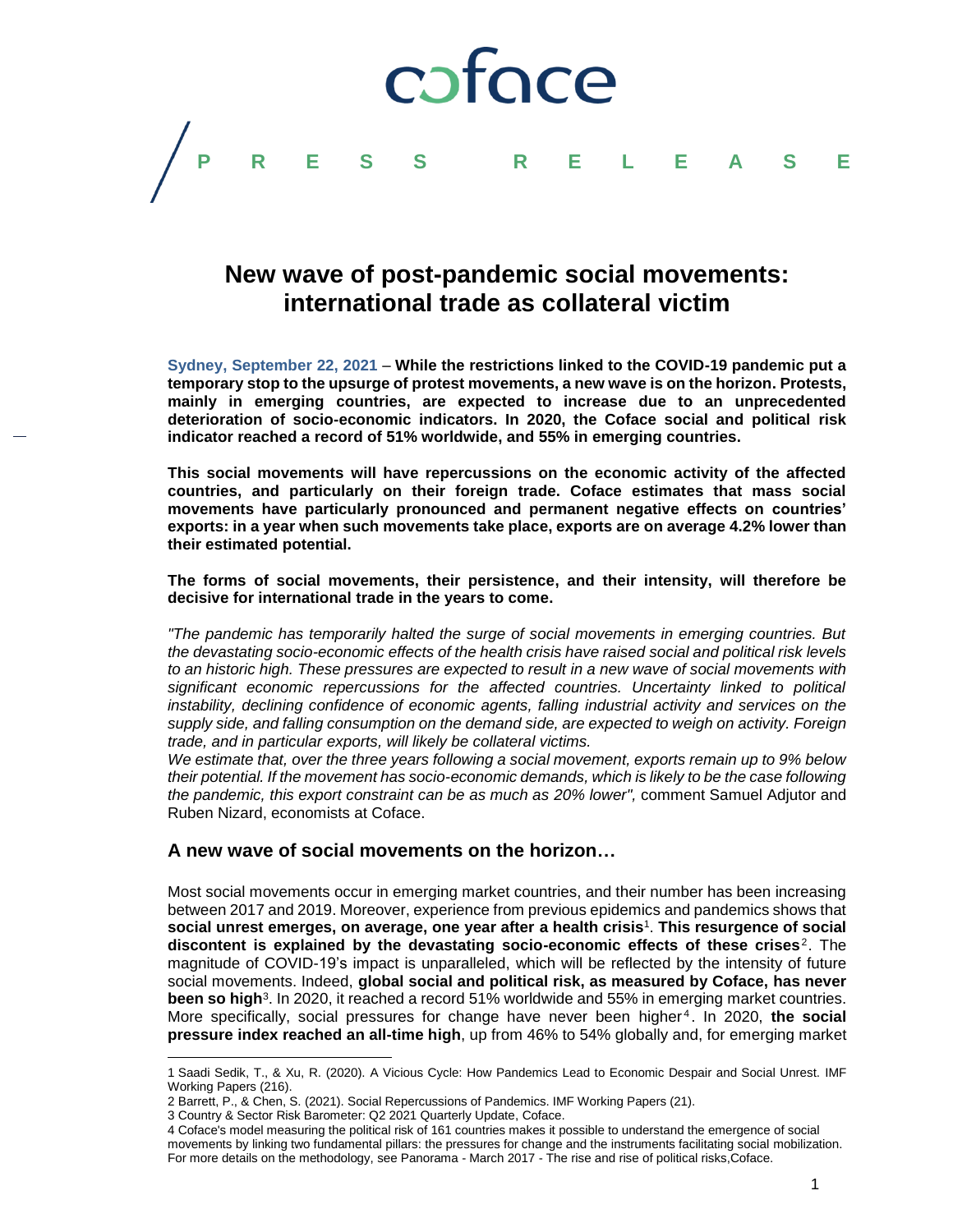coface

PRESS RELEASE

# New wave of post-pandemic social movements: international trade as collateral victim

**Sydney, September 22, 2021** – **While the restrictions linked to the COVID-19 pandemic put a temporary stop to the upsurge of protest movements, a new wave is on the horizon. Protests, mainly in emerging countries, are expected to increase due to an unprecedented deterioration of socio-economic indicators. In 2020, the Coface social and political risk indicator reached a record of 51% worldwide, and 55% in emerging countries.**

**This social movements will have repercussions on the economic activity of the affected countries, and particularly on their foreign trade. Coface estimates that mass social movements have particularly pronounced and permanent negative effects on countries' exports: in a year when such movements take place, exports are on average 4.2% lower than their estimated potential.**

**The forms of social movements, their persistence, and their intensity, will therefore be decisive for international trade in the years to come.**

*"The pandemic has temporarily halted the surge of social movements in emerging countries. But the devastating socio-economic effects of the health crisis have raised social and political risk levels to an historic high. These pressures are expected to result in a new wave of social movements with significant economic repercussions for the affected countries. Uncertainty linked to political instability, declining confidence of economic agents, falling industrial activity and services on the supply side, and falling consumption on the demand side, are expected to weigh on activity. Foreign trade, and in particular exports, will likely be collateral victims.*
*We estimate that, over the three years following a social movement, exports remain up to 9% below their potential. If the movement has socio-economic demands, which is likely to be the case following the pandemic, this export constraint can be as much as 20% lower",* comment Samuel Adjutor and Ruben Nizard, economists at Coface.

## A new wave of social movements on the horizon…

Most social movements occur in emerging market countries, and their number has been increasing between 2017 and 2019. Moreover, experience from previous epidemics and pandemics shows that **social unrest emerges, on average, one year after a health crisis**[1]. **This resurgence of social discontent is explained by the devastating socio-economic effects of these crises**[2]. The magnitude of COVID-19's impact is unparalleled, which will be reflected by the intensity of future social movements. Indeed, **global social and political risk, as measured by Coface, has never been so high**[3]. In 2020, it reached a record 51% worldwide and 55% in emerging market countries. More specifically, social pressures for change have never been higher[4]. In 2020, **the social pressure index reached an all-time high**, up from 46% to 54% globally and, for emerging market

---

1 Saadi Sedik, T., & Xu, R. (2020). A Vicious Cycle: How Pandemics Lead to Economic Despair and Social Unrest. IMF Working Papers (216).

2 Barrett, P., & Chen, S. (2021). Social Repercussions of Pandemics. IMF Working Papers (21).

3 Country & Sector Risk Barometer: Q2 2021 Quarterly Update, Coface.

4 Coface's model measuring the political risk of 161 countries makes it possible to understand the emergence of social movements by linking two fundamental pillars: the pressures for change and the instruments facilitating social mobilization. For more details on the methodology, see Panorama - March 2017 - The rise and rise of political risks,Coface.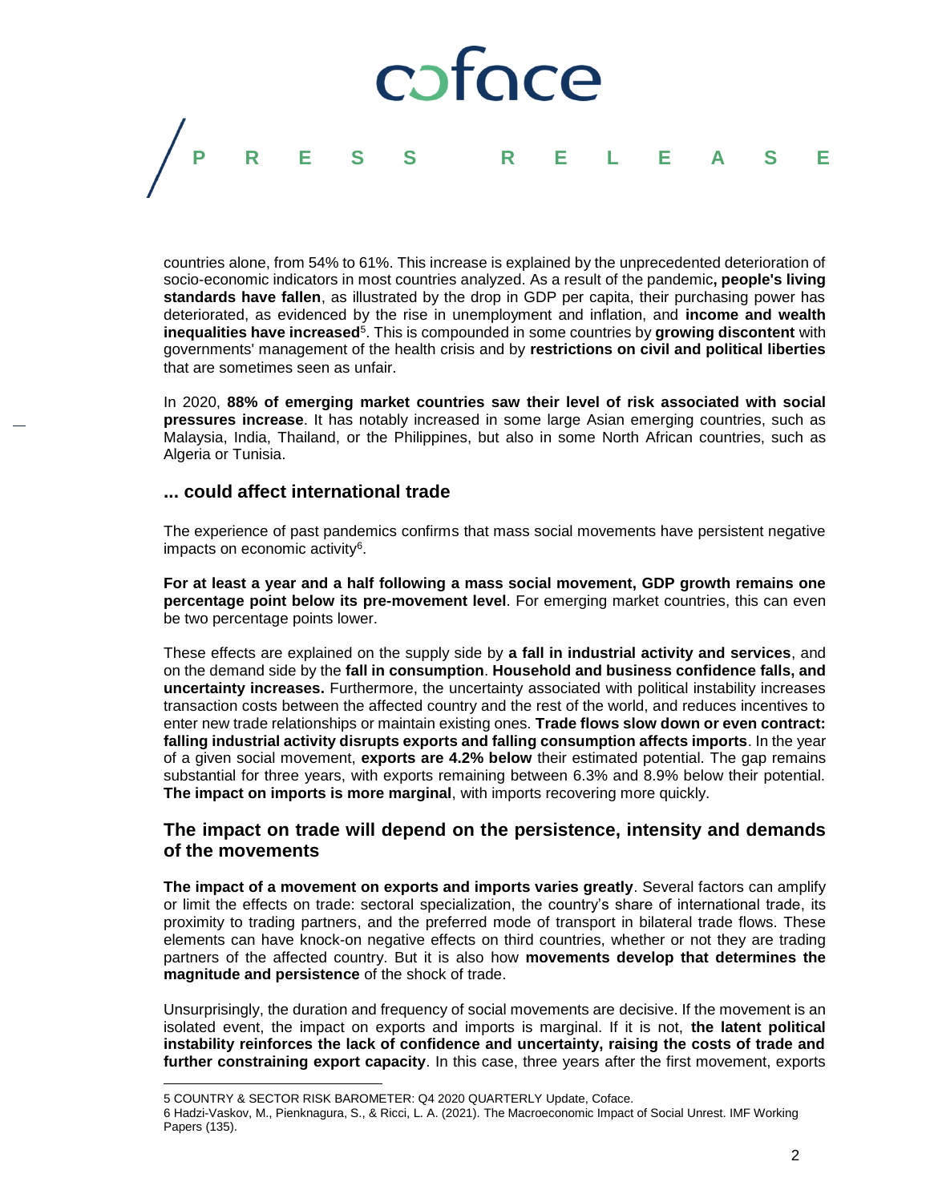countries alone, from 54% to 61%. This increase is explained by the unprecedented deterioration of socio-economic indicators in most countries analyzed. As a result of the pandemic**, people's living standards have fallen**, as illustrated by the drop in GDP per capita, their purchasing power has deteriorated, as evidenced by the rise in unemployment and inflation, and **income and wealth inequalities have increased**[5]. This is compounded in some countries by **growing discontent** with governments' management of the health crisis and by **restrictions on civil and political liberties** that are sometimes seen as unfair.

In 2020, **88% of emerging market countries saw their level of risk associated with social pressures increase**. It has notably increased in some large Asian emerging countries, such as Malaysia, India, Thailand, or the Philippines, but also in some North African countries, such as Algeria or Tunisia.

## ... could affect international trade

The experience of past pandemics confirms that mass social movements have persistent negative impacts on economic activity[6].

**For at least a year and a half following a mass social movement, GDP growth remains one percentage point below its pre-movement level**. For emerging market countries, this can even be two percentage points lower.

These effects are explained on the supply side by **a fall in industrial activity and services**, and on the demand side by the **fall in consumption**. **Household and business confidence falls, and uncertainty increases.** Furthermore, the uncertainty associated with political instability increases transaction costs between the affected country and the rest of the world, and reduces incentives to enter new trade relationships or maintain existing ones. **Trade flows slow down or even contract: falling industrial activity disrupts exports and falling consumption affects imports**. In the year of a given social movement, **exports are 4.2% below** their estimated potential. The gap remains substantial for three years, with exports remaining between 6.3% and 8.9% below their potential. **The impact on imports is more marginal**, with imports recovering more quickly.

## The impact on trade will depend on the persistence, intensity and demands of the movements

**The impact of a movement on exports and imports varies greatly**. Several factors can amplify or limit the effects on trade: sectoral specialization, the country's share of international trade, its proximity to trading partners, and the preferred mode of transport in bilateral trade flows. These elements can have knock-on negative effects on third countries, whether or not they are trading partners of the affected country. But it is also how **movements develop that determines the magnitude and persistence** of the shock of trade.

Unsurprisingly, the duration and frequency of social movements are decisive. If the movement is an isolated event, the impact on exports and imports is marginal. If it is not, **the latent political instability reinforces the lack of confidence and uncertainty, raising the costs of trade and further constraining export capacity**. In this case, three years after the first movement, exports

---

5 COUNTRY & SECTOR RISK BAROMETER: Q4 2020 QUARTERLY Update, Coface.

6 Hadzi-Vaskov, M., Pienknagura, S., & Ricci, L. A. (2021). The Macroeconomic Impact of Social Unrest. IMF Working Papers (135).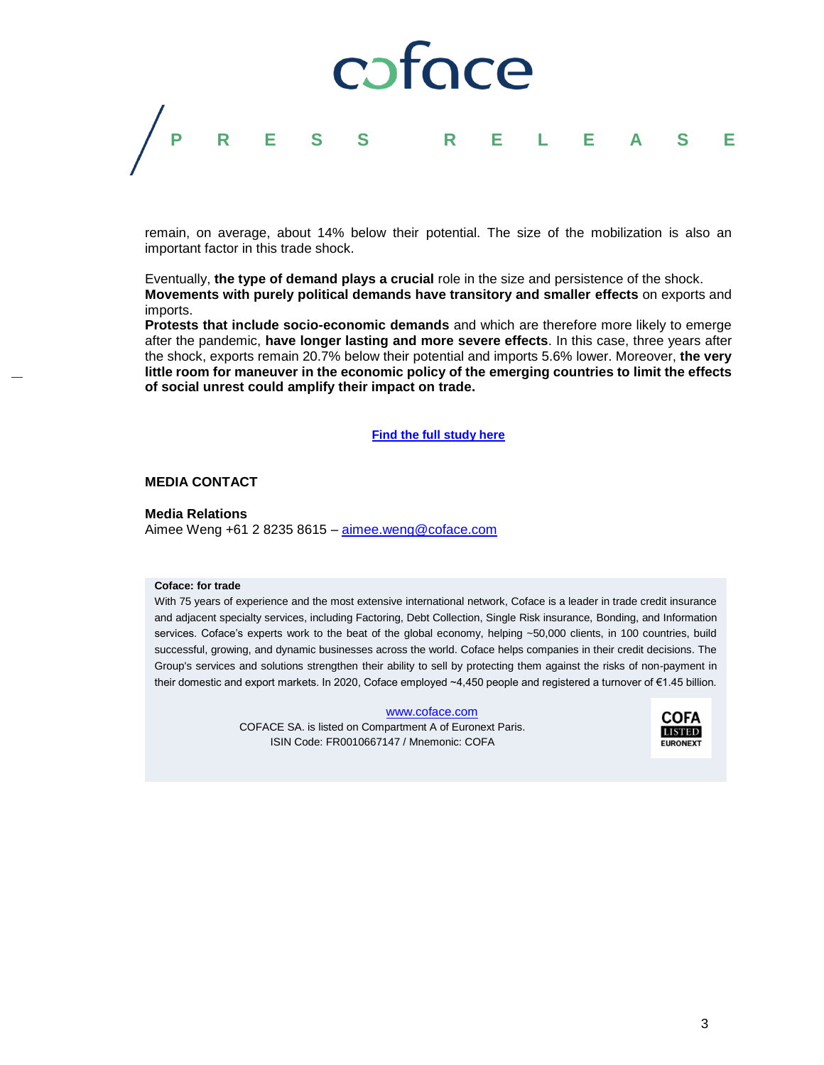remain, on average, about 14% below their potential. The size of the mobilization is also an important factor in this trade shock.

Eventually, **the type of demand plays a crucial** role in the size and persistence of the shock. **Movements with purely political demands have transitory and smaller effects** on exports and imports.
**Protests that include socio-economic demands** and which are therefore more likely to emerge after the pandemic, **have longer lasting and more severe effects**. In this case, three years after the shock, exports remain 20.7% below their potential and imports 5.6% lower. Moreover, **the very little room for maneuver in the economic policy of the emerging countries to limit the effects of social unrest could amplify their impact on trade.**

**Find the full study here**

**MEDIA CONTACT**

**Media Relations**
Aimee Weng +61 2 8235 8615 – aimee.weng@coface.com

**Coface: for trade**
With 75 years of experience and the most extensive international network, Coface is a leader in trade credit insurance and adjacent specialty services, including Factoring, Debt Collection, Single Risk insurance, Bonding, and Information services. Coface's experts work to the beat of the global economy, helping ~50,000 clients, in 100 countries, build successful, growing, and dynamic businesses across the world. Coface helps companies in their credit decisions. The Group's services and solutions strengthen their ability to sell by protecting them against the risks of non-payment in their domestic and export markets. In 2020, Coface employed ~4,450 people and registered a turnover of €1.45 billion.

www.coface.com
COFACE SA. is listed on Compartment A of Euronext Paris.
ISIN Code: FR0010667147 / Mnemonic: COFA

COFA LISTED EURONEXT